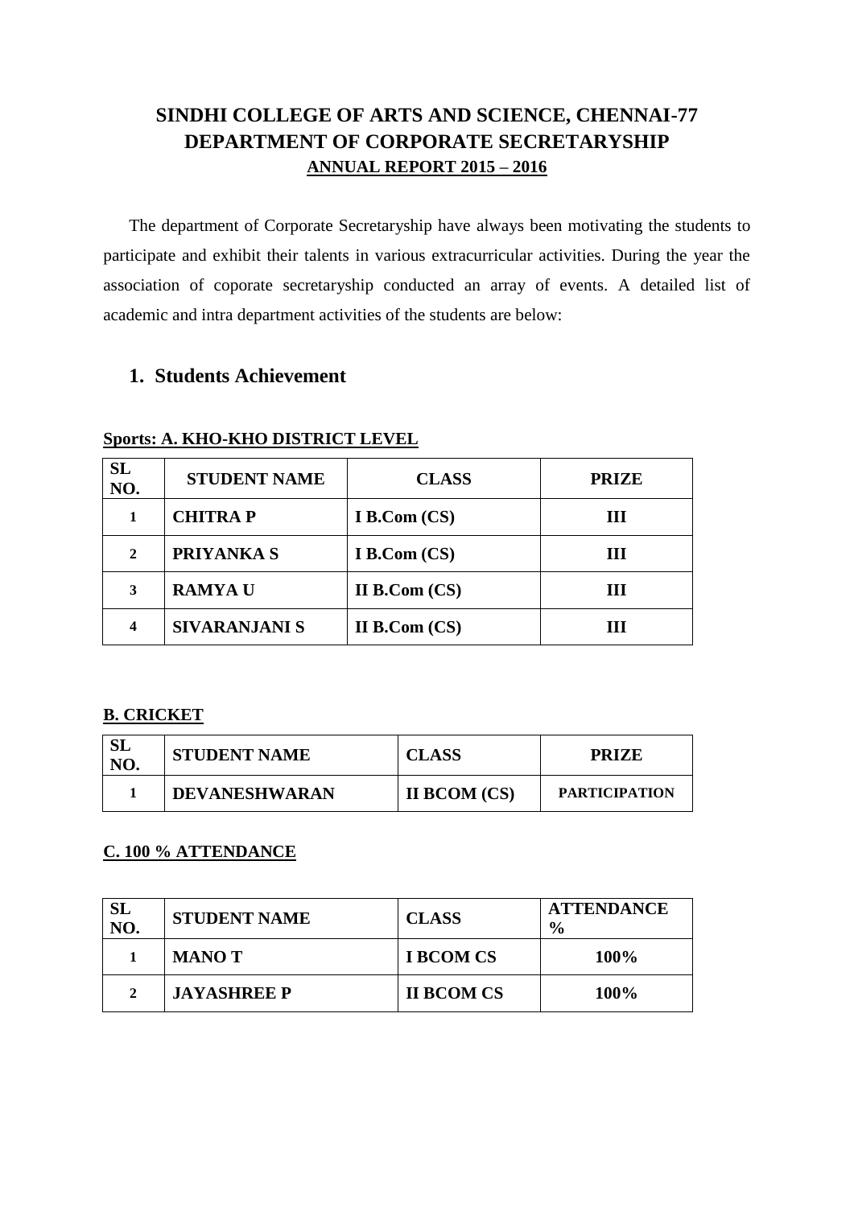# SINDHI COLLEGE OF ARTS AND SCIENCE, CHENNAI-77
# DEPARTMENT OF CORPORATE SECRETARYSHIP
## ANNUAL REPORT 2015 – 2016

The department of Corporate Secretaryship have always been motivating the students to participate and exhibit their talents in various extracurricular activities. During the year the association of coporate secretaryship conducted an array of events. A detailed list of academic and intra department activities of the students are below:

## 1. Students Achievement

**Sports: A. KHO-KHO DISTRICT LEVEL**

| SL NO. | STUDENT NAME | CLASS | PRIZE |
|---|---|---|---|
| 1 | CHITRA P | I B.Com (CS) | III |
| 2 | PRIYANKA S | I B.Com (CS) | III |
| 3 | RAMYA U | II B.Com (CS) | III |
| 4 | SIVARANJANI S | II B.Com (CS) | III |

**B. CRICKET**

| SL NO. | STUDENT NAME | CLASS | PRIZE |
|---|---|---|---|
| 1 | DEVANESHWARAN | II BCOM (CS) | PARTICIPATION |

**C. 100 % ATTENDANCE**

| SL NO. | STUDENT NAME | CLASS | ATTENDANCE % |
|---|---|---|---|
| 1 | MANO T | I BCOM CS | 100% |
| 2 | JAYASHREE P | II BCOM CS | 100% |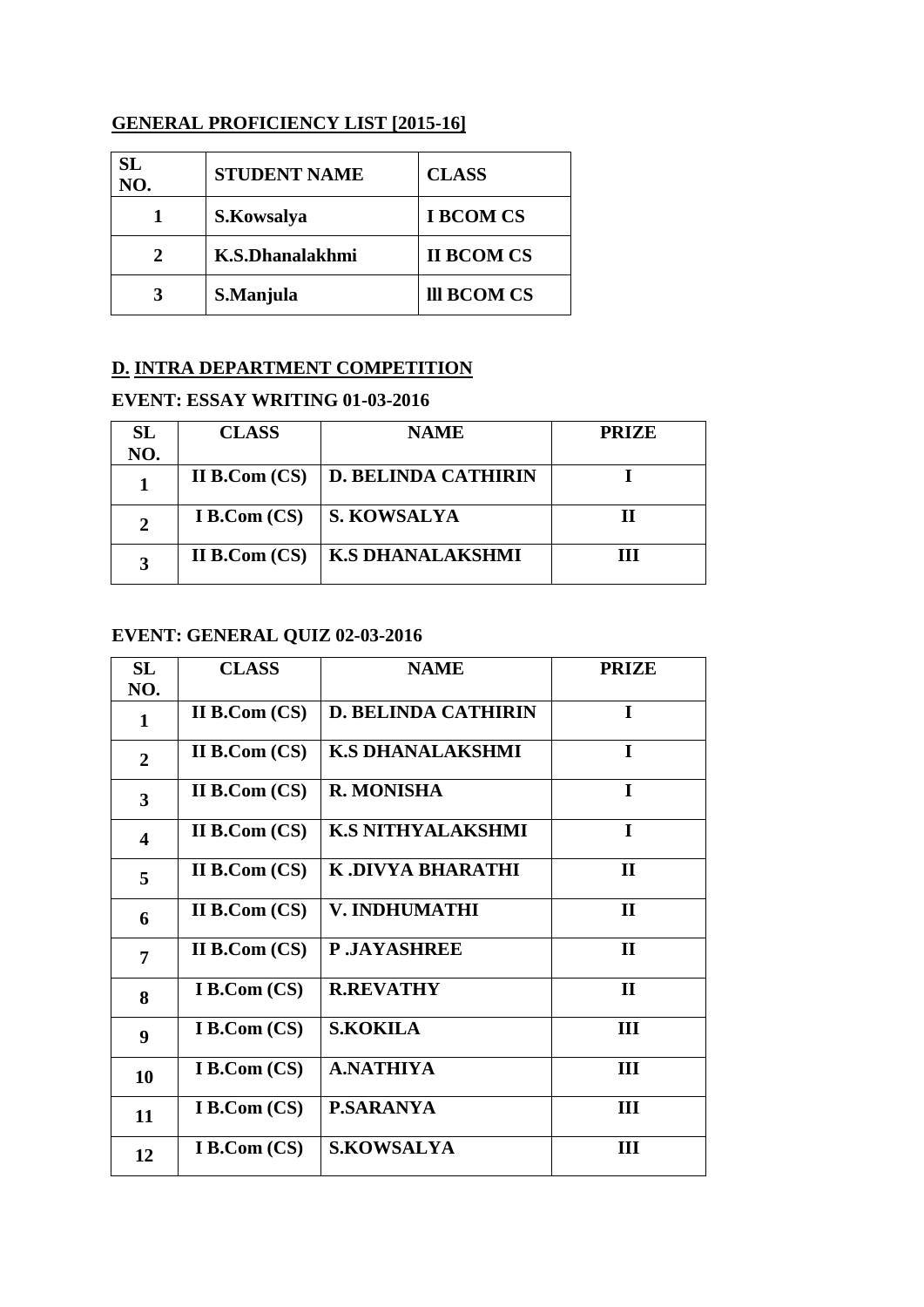**GENERAL PROFICIENCY LIST [2015-16]**

| SL NO. | STUDENT NAME | CLASS |
|---|---|---|
| 1 | S.Kowsalya | I BCOM CS |
| 2 | K.S.Dhanalakhmi | II BCOM CS |
| 3 | S.Manjula | lll BCOM CS |

## D. INTRA DEPARTMENT COMPETITION

### EVENT: ESSAY WRITING 01-03-2016

| SL NO. | CLASS | NAME | PRIZE |
|---|---|---|---|
| 1 | II B.Com (CS) | D. BELINDA CATHIRIN | I |
| 2 | I B.Com (CS) | S. KOWSALYA | II |
| 3 | II B.Com (CS) | K.S DHANALAKSHMI | III |

### EVENT: GENERAL QUIZ 02-03-2016

| SL NO. | CLASS | NAME | PRIZE |
|---|---|---|---|
| 1 | II B.Com (CS) | D. BELINDA CATHIRIN | I |
| 2 | II B.Com (CS) | K.S DHANALAKSHMI | I |
| 3 | II B.Com (CS) | R. MONISHA | I |
| 4 | II B.Com (CS) | K.S NITHYALAKSHMI | I |
| 5 | II B.Com (CS) | K .DIVYA BHARATHI | II |
| 6 | II B.Com (CS) | V. INDHUMATHI | II |
| 7 | II B.Com (CS) | P .JAYASHREE | II |
| 8 | I B.Com (CS) | R.REVATHY | II |
| 9 | I B.Com (CS) | S.KOKILA | III |
| 10 | I B.Com (CS) | A.NATHIYA | III |
| 11 | I B.Com (CS) | P.SARANYA | III |
| 12 | I B.Com (CS) | S.KOWSALYA | III |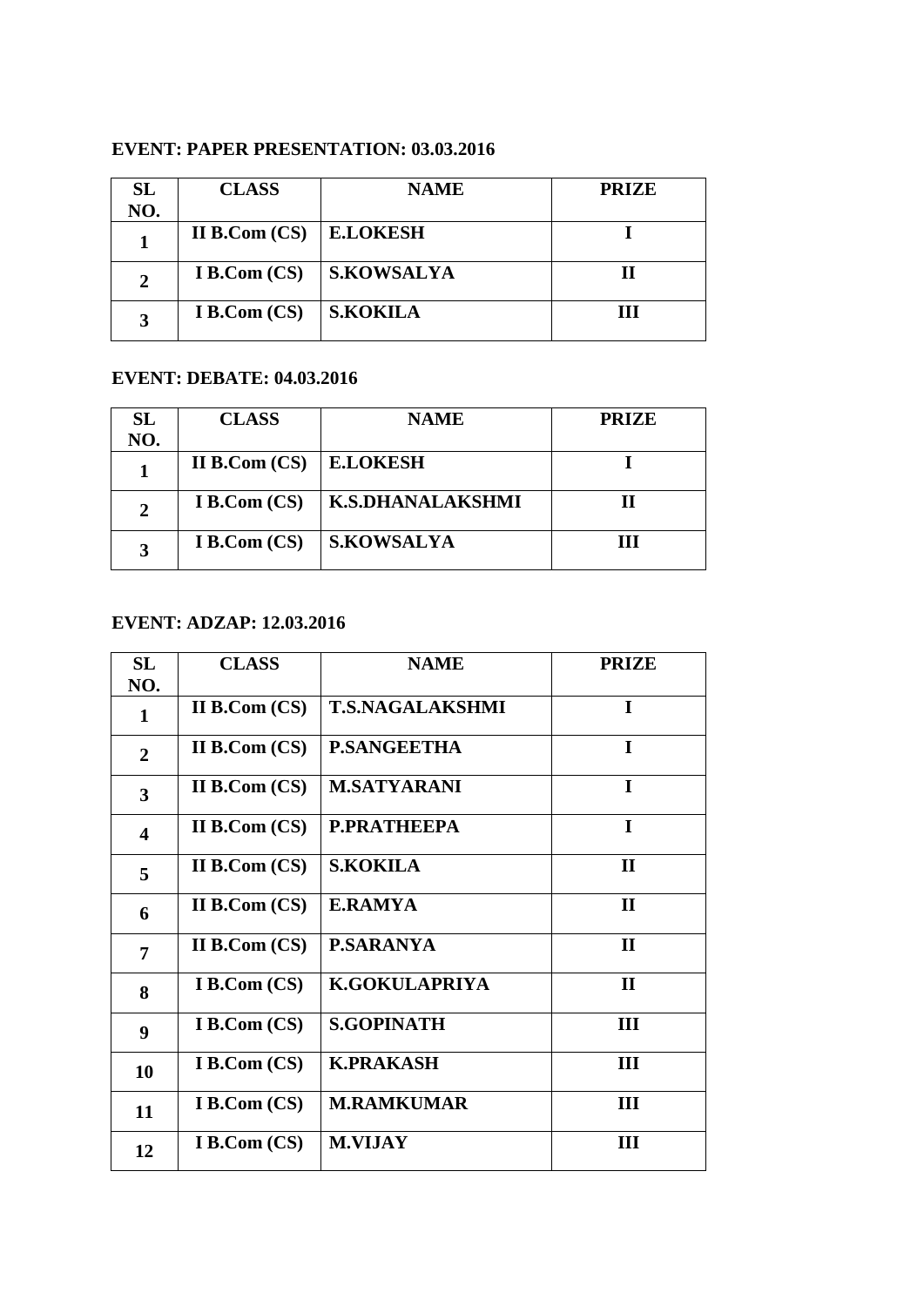**EVENT: PAPER PRESENTATION: 03.03.2016**

| SL NO. | CLASS | NAME | PRIZE |
|---|---|---|---|
| 1 | II B.Com (CS) | E.LOKESH | I |
| 2 | I B.Com (CS) | S.KOWSALYA | II |
| 3 | I B.Com (CS) | S.KOKILA | III |

**EVENT: DEBATE: 04.03.2016**

| SL NO. | CLASS | NAME | PRIZE |
|---|---|---|---|
| 1 | II B.Com (CS) | E.LOKESH | I |
| 2 | I B.Com (CS) | K.S.DHANALAKSHMI | II |
| 3 | I B.Com (CS) | S.KOWSALYA | III |

**EVENT: ADZAP: 12.03.2016**

| SL NO. | CLASS | NAME | PRIZE |
|---|---|---|---|
| 1 | II B.Com (CS) | T.S.NAGALAKSHMI | I |
| 2 | II B.Com (CS) | P.SANGEETHA | I |
| 3 | II B.Com (CS) | M.SATYARANI | I |
| 4 | II B.Com (CS) | P.PRATHEEPA | I |
| 5 | II B.Com (CS) | S.KOKILA | II |
| 6 | II B.Com (CS) | E.RAMYA | II |
| 7 | II B.Com (CS) | P.SARANYA | II |
| 8 | I B.Com (CS) | K.GOKULAPRIYA | II |
| 9 | I B.Com (CS) | S.GOPINATH | III |
| 10 | I B.Com (CS) | K.PRAKASH | III |
| 11 | I B.Com (CS) | M.RAMKUMAR | III |
| 12 | I B.Com (CS) | M.VIJAY | III |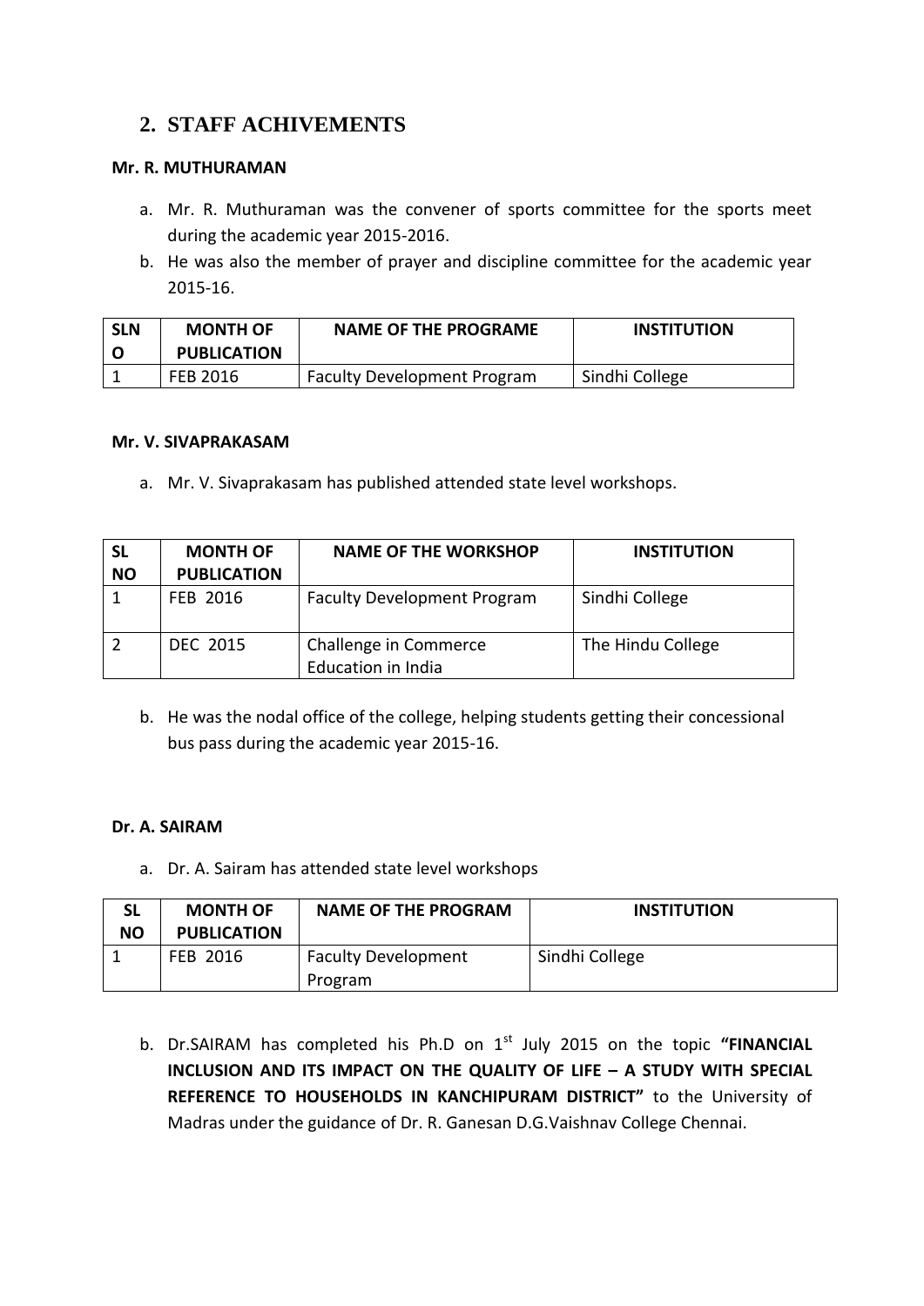## 2. STAFF ACHIVEMENTS

**Mr. R. MUTHURAMAN**

a. Mr. R. Muthuraman was the convener of sports committee for the sports meet during the academic year 2015-2016.
b. He was also the member of prayer and discipline committee for the academic year 2015-16.

| SLN O | MONTH OF PUBLICATION | NAME OF THE PROGRAME | INSTITUTION |
|---|---|---|---|
| 1 | FEB 2016 | Faculty Development Program | Sindhi College |

**Mr. V. SIVAPRAKASAM**

a. Mr. V. Sivaprakasam has published attended state level workshops.

| SL NO | MONTH OF PUBLICATION | NAME OF THE WORKSHOP | INSTITUTION |
|---|---|---|---|
| 1 | FEB 2016 | Faculty Development Program | Sindhi College |
| 2 | DEC 2015 | Challenge in Commerce Education in India | The Hindu College |

b. He was the nodal office of the college, helping students getting their concessional bus pass during the academic year 2015-16.

**Dr. A. SAIRAM**

a. Dr. A. Sairam has attended state level workshops

| SL NO | MONTH OF PUBLICATION | NAME OF THE PROGRAM | INSTITUTION |
|---|---|---|---|
| 1 | FEB 2016 | Faculty Development Program | Sindhi College |

b. Dr.SAIRAM has completed his Ph.D on 1st July 2015 on the topic **"FINANCIAL INCLUSION AND ITS IMPACT ON THE QUALITY OF LIFE – A STUDY WITH SPECIAL REFERENCE TO HOUSEHOLDS IN KANCHIPURAM DISTRICT"** to the University of Madras under the guidance of Dr. R. Ganesan D.G.Vaishnav College Chennai.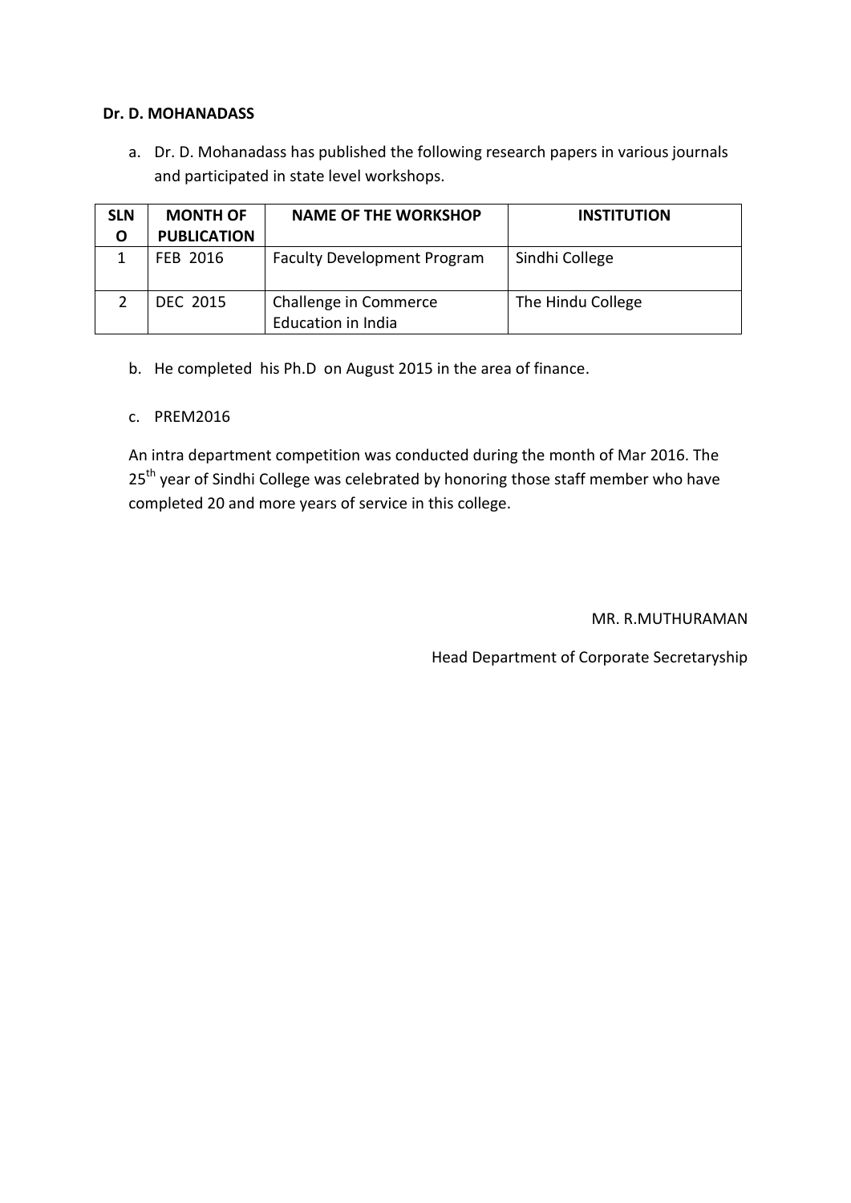**Dr. D. MOHANADASS**

a. Dr. D. Mohanadass has published the following research papers in various journals and participated in state level workshops.

| SLNO | MONTH OF PUBLICATION | NAME OF THE WORKSHOP | INSTITUTION |
|---|---|---|---|
| 1 | FEB 2016 | Faculty Development Program | Sindhi College |
| 2 | DEC 2015 | Challenge in Commerce Education in India | The Hindu College |

b. He completed his Ph.D on August 2015 in the area of finance.

c. PREM2016

An intra department competition was conducted during the month of Mar 2016. The 25th year of Sindhi College was celebrated by honoring those staff member who have completed 20 and more years of service in this college.

MR. R.MUTHURAMAN

Head Department of Corporate Secretaryship